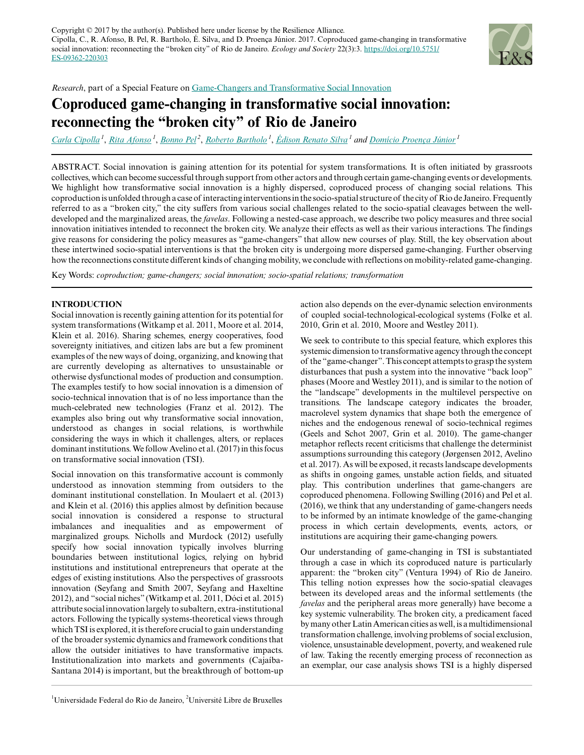Copyright © 2017 by the author(s). Published here under license by the Resilience Alliance.
Cipolla, C., R. Afonso, B. Pel, R. Bartholo, É. Silva, and D. Proença Júnior. 2017. Coproduced game-changing in transformative social innovation: reconnecting the "broken city" of Rio de Janeiro. *Ecology and Society* 22(3):3. https://doi.org/10.5751/ES-09362-220303

*Research*, part of a Special Feature on Game-Changers and Transformative Social Innovation

# Coproduced game-changing in transformative social innovation: reconnecting the "broken city" of Rio de Janeiro

Carla Cipolla [1], Rita Afonso [1], Bonno Pel [2], Roberto Bartholo [1], Édison Renato Silva [1] and Domício Proença Júnior [1]

ABSTRACT. Social innovation is gaining attention for its potential for system transformations. It is often initiated by grassroots collectives, which can become successful through support from other actors and through certain game-changing events or developments. We highlight how transformative social innovation is a highly dispersed, coproduced process of changing social relations. This coproduction is unfolded through a case of interacting interventions in the socio-spatial structure of the city of Rio de Janeiro. Frequently referred to as a "broken city," the city suffers from various social challenges related to the socio-spatial cleavages between the well-developed and the marginalized areas, the *favelas*. Following a nested-case approach, we describe two policy measures and three social innovation initiatives intended to reconnect the broken city. We analyze their effects as well as their various interactions. The findings give reasons for considering the policy measures as "game-changers" that allow new courses of play. Still, the key observation about these intertwined socio-spatial interventions is that the broken city is undergoing more dispersed game-changing. Further observing how the reconnections constitute different kinds of changing mobility, we conclude with reflections on mobility-related game-changing.

Key Words: *coproduction; game-changers; social innovation; socio-spatial relations; transformation*

## INTRODUCTION

Social innovation is recently gaining attention for its potential for system transformations (Witkamp et al. 2011, Moore et al. 2014, Klein et al. 2016). Sharing schemes, energy cooperatives, food sovereignty initiatives, and citizen labs are but a few prominent examples of the new ways of doing, organizing, and knowing that are currently developing as alternatives to unsustainable or otherwise dysfunctional modes of production and consumption. The examples testify to how social innovation is a dimension of socio-technical innovation that is of no less importance than the much-celebrated new technologies (Franz et al. 2012). The examples also bring out why transformative social innovation, understood as changes in social relations, is worthwhile considering the ways in which it challenges, alters, or replaces dominant institutions. We follow Avelino et al. (2017) in this focus on transformative social innovation (TSI).

Social innovation on this transformative account is commonly understood as innovation stemming from outsiders to the dominant institutional constellation. In Moulaert et al. (2013) and Klein et al. (2016) this applies almost by definition because social innovation is considered a response to structural imbalances and inequalities and as empowerment of marginalized groups. Nicholls and Murdock (2012) usefully specify how social innovation typically involves blurring boundaries between institutional logics, relying on hybrid institutions and institutional entrepreneurs that operate at the edges of existing institutions. Also the perspectives of grassroots innovation (Seyfang and Smith 2007, Seyfang and Haxeltine 2012), and "social niches" (Witkamp et al. 2011, Dóci et al. 2015) attribute social innovation largely to subaltern, extra-institutional actors. Following the typically systems-theoretical views through which TSI is explored, it is therefore crucial to gain understanding of the broader systemic dynamics and framework conditions that allow the outsider initiatives to have transformative impacts. Institutionalization into markets and governments (Cajaíba-Santana 2014) is important, but the breakthrough of bottom-up action also depends on the ever-dynamic selection environments of coupled social-technological-ecological systems (Folke et al. 2010, Grin et al. 2010, Moore and Westley 2011).

We seek to contribute to this special feature, which explores this systemic dimension to transformative agency through the concept of the "game-changer". This concept attempts to grasp the system disturbances that push a system into the innovative "back loop" phases (Moore and Westley 2011), and is similar to the notion of the "landscape" developments in the multilevel perspective on transitions. The landscape category indicates the broader, macrolevel system dynamics that shape both the emergence of niches and the endogenous renewal of socio-technical regimes (Geels and Schot 2007, Grin et al. 2010). The game-changer metaphor reflects recent criticisms that challenge the determinist assumptions surrounding this category (Jørgensen 2012, Avelino et al. 2017). As will be exposed, it recasts landscape developments as shifts in ongoing games, unstable action fields, and situated play. This contribution underlines that game-changers are coproduced phenomena. Following Swilling (2016) and Pel et al. (2016), we think that any understanding of game-changers needs to be informed by an intimate knowledge of the game-changing process in which certain developments, events, actors, or institutions are acquiring their game-changing powers.

Our understanding of game-changing in TSI is substantiated through a case in which its coproduced nature is particularly apparent: the "broken city" (Ventura 1994) of Rio de Janeiro. This telling notion expresses how the socio-spatial cleavages between its developed areas and the informal settlements (the *favelas* and the peripheral areas more generally) have become a key systemic vulnerability. The broken city, a predicament faced by many other Latin American cities as well, is a multidimensional transformation challenge, involving problems of social exclusion, violence, unsustainable development, poverty, and weakened rule of law. Taking the recently emerging process of reconnection as an exemplar, our case analysis shows TSI is a highly dispersed

[1] Universidade Federal do Rio de Janeiro, [2] Université Libre de Bruxelles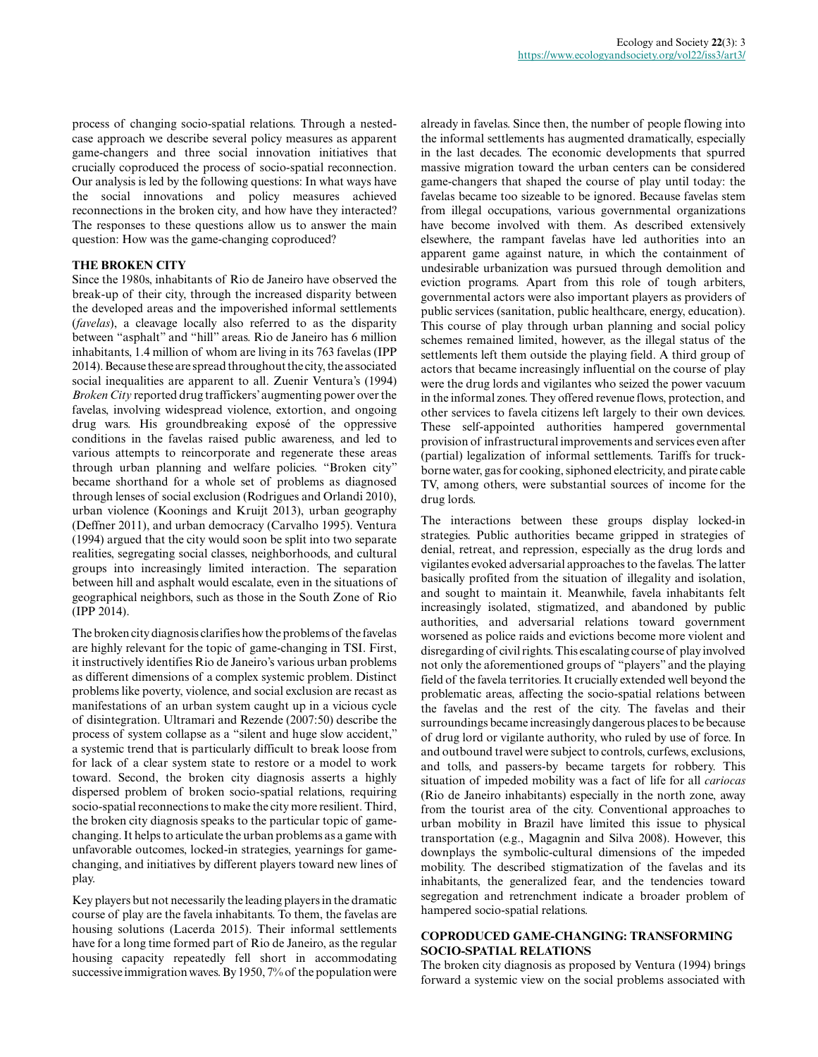process of changing socio-spatial relations. Through a nested-case approach we describe several policy measures as apparent game-changers and three social innovation initiatives that crucially coproduced the process of socio-spatial reconnection. Our analysis is led by the following questions: In what ways have the social innovations and policy measures achieved reconnections in the broken city, and how have they interacted? The responses to these questions allow us to answer the main question: How was the game-changing coproduced?

## THE BROKEN CITY

Since the 1980s, inhabitants of Rio de Janeiro have observed the break-up of their city, through the increased disparity between the developed areas and the impoverished informal settlements (*favelas*), a cleavage locally also referred to as the disparity between "asphalt" and "hill" areas. Rio de Janeiro has 6 million inhabitants, 1.4 million of whom are living in its 763 favelas (IPP 2014). Because these are spread throughout the city, the associated social inequalities are apparent to all. Zuenir Ventura's (1994) *Broken City* reported drug traffickers' augmenting power over the favelas, involving widespread violence, extortion, and ongoing drug wars. His groundbreaking exposé of the oppressive conditions in the favelas raised public awareness, and led to various attempts to reincorporate and regenerate these areas through urban planning and welfare policies. "Broken city" became shorthand for a whole set of problems as diagnosed through lenses of social exclusion (Rodrigues and Orlandi 2010), urban violence (Koonings and Kruijt 2013), urban geography (Deffner 2011), and urban democracy (Carvalho 1995). Ventura (1994) argued that the city would soon be split into two separate realities, segregating social classes, neighborhoods, and cultural groups into increasingly limited interaction. The separation between hill and asphalt would escalate, even in the situations of geographical neighbors, such as those in the South Zone of Rio (IPP 2014).

The broken city diagnosis clarifies how the problems of the favelas are highly relevant for the topic of game-changing in TSI. First, it instructively identifies Rio de Janeiro's various urban problems as different dimensions of a complex systemic problem. Distinct problems like poverty, violence, and social exclusion are recast as manifestations of an urban system caught up in a vicious cycle of disintegration. Ultramari and Rezende (2007:50) describe the process of system collapse as a "silent and huge slow accident," a systemic trend that is particularly difficult to break loose from for lack of a clear system state to restore or a model to work toward. Second, the broken city diagnosis asserts a highly dispersed problem of broken socio-spatial relations, requiring socio-spatial reconnections to make the city more resilient. Third, the broken city diagnosis speaks to the particular topic of game-changing. It helps to articulate the urban problems as a game with unfavorable outcomes, locked-in strategies, yearnings for game-changing, and initiatives by different players toward new lines of play.

Key players but not necessarily the leading players in the dramatic course of play are the favela inhabitants. To them, the favelas are housing solutions (Lacerda 2015). Their informal settlements have for a long time formed part of Rio de Janeiro, as the regular housing capacity repeatedly fell short in accommodating successive immigration waves. By 1950, 7% of the population were already in favelas. Since then, the number of people flowing into the informal settlements has augmented dramatically, especially in the last decades. The economic developments that spurred massive migration toward the urban centers can be considered game-changers that shaped the course of play until today: the favelas became too sizeable to be ignored. Because favelas stem from illegal occupations, various governmental organizations have become involved with them. As described extensively elsewhere, the rampant favelas have led authorities into an apparent game against nature, in which the containment of undesirable urbanization was pursued through demolition and eviction programs. Apart from this role of tough arbiters, governmental actors were also important players as providers of public services (sanitation, public healthcare, energy, education). This course of play through urban planning and social policy schemes remained limited, however, as the illegal status of the settlements left them outside the playing field. A third group of actors that became increasingly influential on the course of play were the drug lords and vigilantes who seized the power vacuum in the informal zones. They offered revenue flows, protection, and other services to favela citizens left largely to their own devices. These self-appointed authorities hampered governmental provision of infrastructural improvements and services even after (partial) legalization of informal settlements. Tariffs for truck-borne water, gas for cooking, siphoned electricity, and pirate cable TV, among others, were substantial sources of income for the drug lords.

The interactions between these groups display locked-in strategies. Public authorities became gripped in strategies of denial, retreat, and repression, especially as the drug lords and vigilantes evoked adversarial approaches to the favelas. The latter basically profited from the situation of illegality and isolation, and sought to maintain it. Meanwhile, favela inhabitants felt increasingly isolated, stigmatized, and abandoned by public authorities, and adversarial relations toward government worsened as police raids and evictions become more violent and disregarding of civil rights. This escalating course of play involved not only the aforementioned groups of "players" and the playing field of the favela territories. It crucially extended well beyond the problematic areas, affecting the socio-spatial relations between the favelas and the rest of the city. The favelas and their surroundings became increasingly dangerous places to be because of drug lord or vigilante authority, who ruled by use of force. In and outbound travel were subject to controls, curfews, exclusions, and tolls, and passers-by became targets for robbery. This situation of impeded mobility was a fact of life for all *cariocas* (Rio de Janeiro inhabitants) especially in the north zone, away from the tourist area of the city. Conventional approaches to urban mobility in Brazil have limited this issue to physical transportation (e.g., Magagnin and Silva 2008). However, this downplays the symbolic-cultural dimensions of the impeded mobility. The described stigmatization of the favelas and its inhabitants, the generalized fear, and the tendencies toward segregation and retrenchment indicate a broader problem of hampered socio-spatial relations.

## COPRODUCED GAME-CHANGING: TRANSFORMING SOCIO-SPATIAL RELATIONS

The broken city diagnosis as proposed by Ventura (1994) brings forward a systemic view on the social problems associated with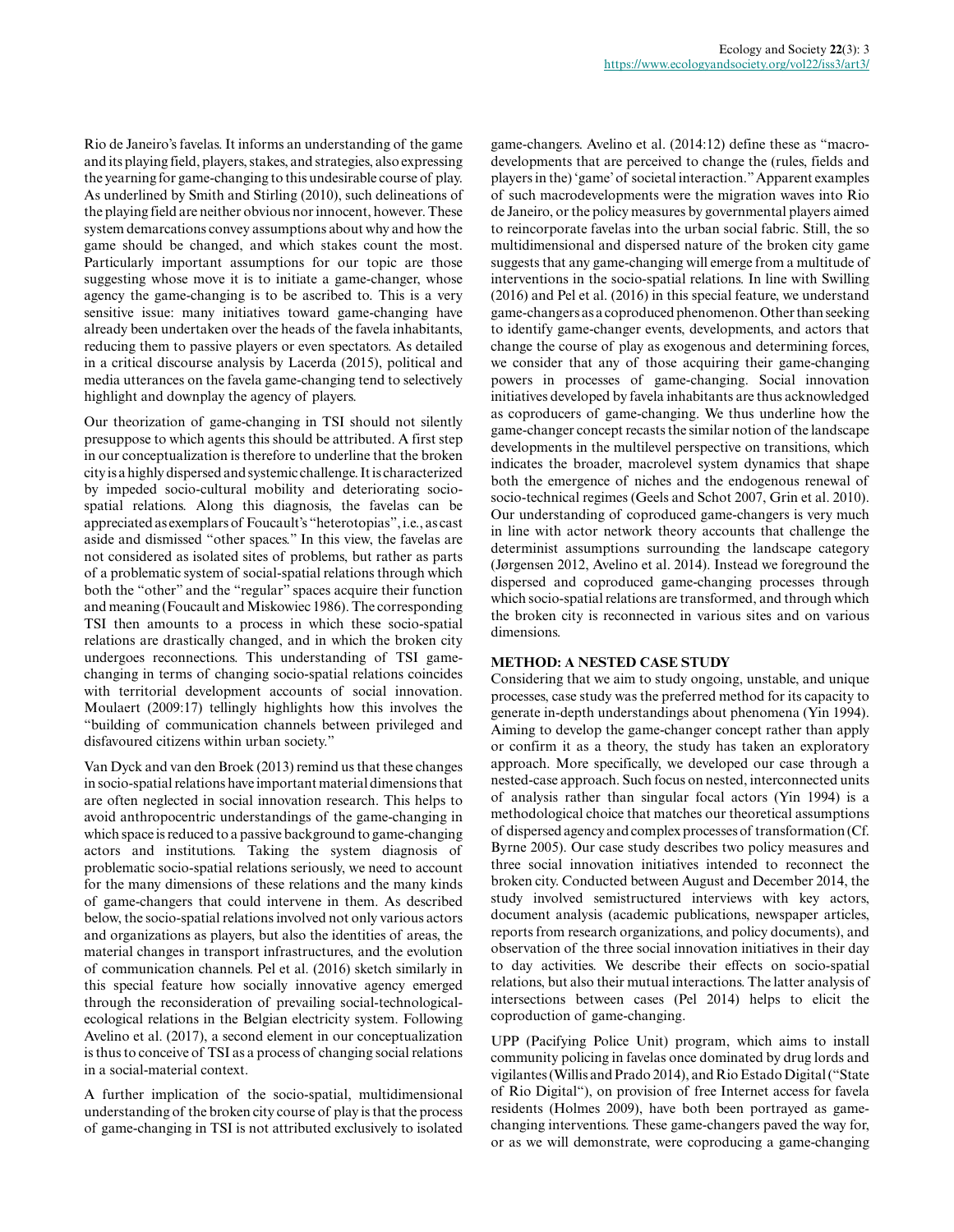Rio de Janeiro's favelas. It informs an understanding of the game and its playing field, players, stakes, and strategies, also expressing the yearning for game-changing to this undesirable course of play. As underlined by Smith and Stirling (2010), such delineations of the playing field are neither obvious nor innocent, however. These system demarcations convey assumptions about why and how the game should be changed, and which stakes count the most. Particularly important assumptions for our topic are those suggesting whose move it is to initiate a game-changer, whose agency the game-changing is to be ascribed to. This is a very sensitive issue: many initiatives toward game-changing have already been undertaken over the heads of the favela inhabitants, reducing them to passive players or even spectators. As detailed in a critical discourse analysis by Lacerda (2015), political and media utterances on the favela game-changing tend to selectively highlight and downplay the agency of players.

Our theorization of game-changing in TSI should not silently presuppose to which agents this should be attributed. A first step in our conceptualization is therefore to underline that the broken city is a highly dispersed and systemic challenge. It is characterized by impeded socio-cultural mobility and deteriorating socio-spatial relations. Along this diagnosis, the favelas can be appreciated as exemplars of Foucault's "heterotopias", i.e., as cast aside and dismissed "other spaces." In this view, the favelas are not considered as isolated sites of problems, but rather as parts of a problematic system of social-spatial relations through which both the "other" and the "regular" spaces acquire their function and meaning (Foucault and Miskowiec 1986). The corresponding TSI then amounts to a process in which these socio-spatial relations are drastically changed, and in which the broken city undergoes reconnections. This understanding of TSI game-changing in terms of changing socio-spatial relations coincides with territorial development accounts of social innovation. Moulaert (2009:17) tellingly highlights how this involves the "building of communication channels between privileged and disfavoured citizens within urban society."

Van Dyck and van den Broek (2013) remind us that these changes in socio-spatial relations have important material dimensions that are often neglected in social innovation research. This helps to avoid anthropocentric understandings of the game-changing in which space is reduced to a passive background to game-changing actors and institutions. Taking the system diagnosis of problematic socio-spatial relations seriously, we need to account for the many dimensions of these relations and the many kinds of game-changers that could intervene in them. As described below, the socio-spatial relations involved not only various actors and organizations as players, but also the identities of areas, the material changes in transport infrastructures, and the evolution of communication channels. Pel et al. (2016) sketch similarly in this special feature how socially innovative agency emerged through the reconsideration of prevailing social-technological-ecological relations in the Belgian electricity system. Following Avelino et al. (2017), a second element in our conceptualization is thus to conceive of TSI as a process of changing social relations in a social-material context.

A further implication of the socio-spatial, multidimensional understanding of the broken city course of play is that the process of game-changing in TSI is not attributed exclusively to isolated game-changers. Avelino et al. (2014:12) define these as "macro-developments that are perceived to change the (rules, fields and players in the) 'game' of societal interaction." Apparent examples of such macrodevelopments were the migration waves into Rio de Janeiro, or the policy measures by governmental players aimed to reincorporate favelas into the urban social fabric. Still, the so multidimensional and dispersed nature of the broken city game suggests that any game-changing will emerge from a multitude of interventions in the socio-spatial relations. In line with Swilling (2016) and Pel et al. (2016) in this special feature, we understand game-changers as a coproduced phenomenon. Other than seeking to identify game-changer events, developments, and actors that change the course of play as exogenous and determining forces, we consider that any of those acquiring their game-changing powers in processes of game-changing. Social innovation initiatives developed by favela inhabitants are thus acknowledged as coproducers of game-changing. We thus underline how the game-changer concept recasts the similar notion of the landscape developments in the multilevel perspective on transitions, which indicates the broader, macrolevel system dynamics that shape both the emergence of niches and the endogenous renewal of socio-technical regimes (Geels and Schot 2007, Grin et al. 2010). Our understanding of coproduced game-changers is very much in line with actor network theory accounts that challenge the determinist assumptions surrounding the landscape category (Jørgensen 2012, Avelino et al. 2014). Instead we foreground the dispersed and coproduced game-changing processes through which socio-spatial relations are transformed, and through which the broken city is reconnected in various sites and on various dimensions.

## METHOD: A NESTED CASE STUDY

Considering that we aim to study ongoing, unstable, and unique processes, case study was the preferred method for its capacity to generate in-depth understandings about phenomena (Yin 1994). Aiming to develop the game-changer concept rather than apply or confirm it as a theory, the study has taken an exploratory approach. More specifically, we developed our case through a nested-case approach. Such focus on nested, interconnected units of analysis rather than singular focal actors (Yin 1994) is a methodological choice that matches our theoretical assumptions of dispersed agency and complex processes of transformation (Cf. Byrne 2005). Our case study describes two policy measures and three social innovation initiatives intended to reconnect the broken city. Conducted between August and December 2014, the study involved semistructured interviews with key actors, document analysis (academic publications, newspaper articles, reports from research organizations, and policy documents), and observation of the three social innovation initiatives in their day to day activities. We describe their effects on socio-spatial relations, but also their mutual interactions. The latter analysis of intersections between cases (Pel 2014) helps to elicit the coproduction of game-changing.

UPP (Pacifying Police Unit) program, which aims to install community policing in favelas once dominated by drug lords and vigilantes (Willis and Prado 2014), and Rio Estado Digital ("State of Rio Digital"), on provision of free Internet access for favela residents (Holmes 2009), have both been portrayed as game-changing interventions. These game-changers paved the way for, or as we will demonstrate, were coproducing a game-changing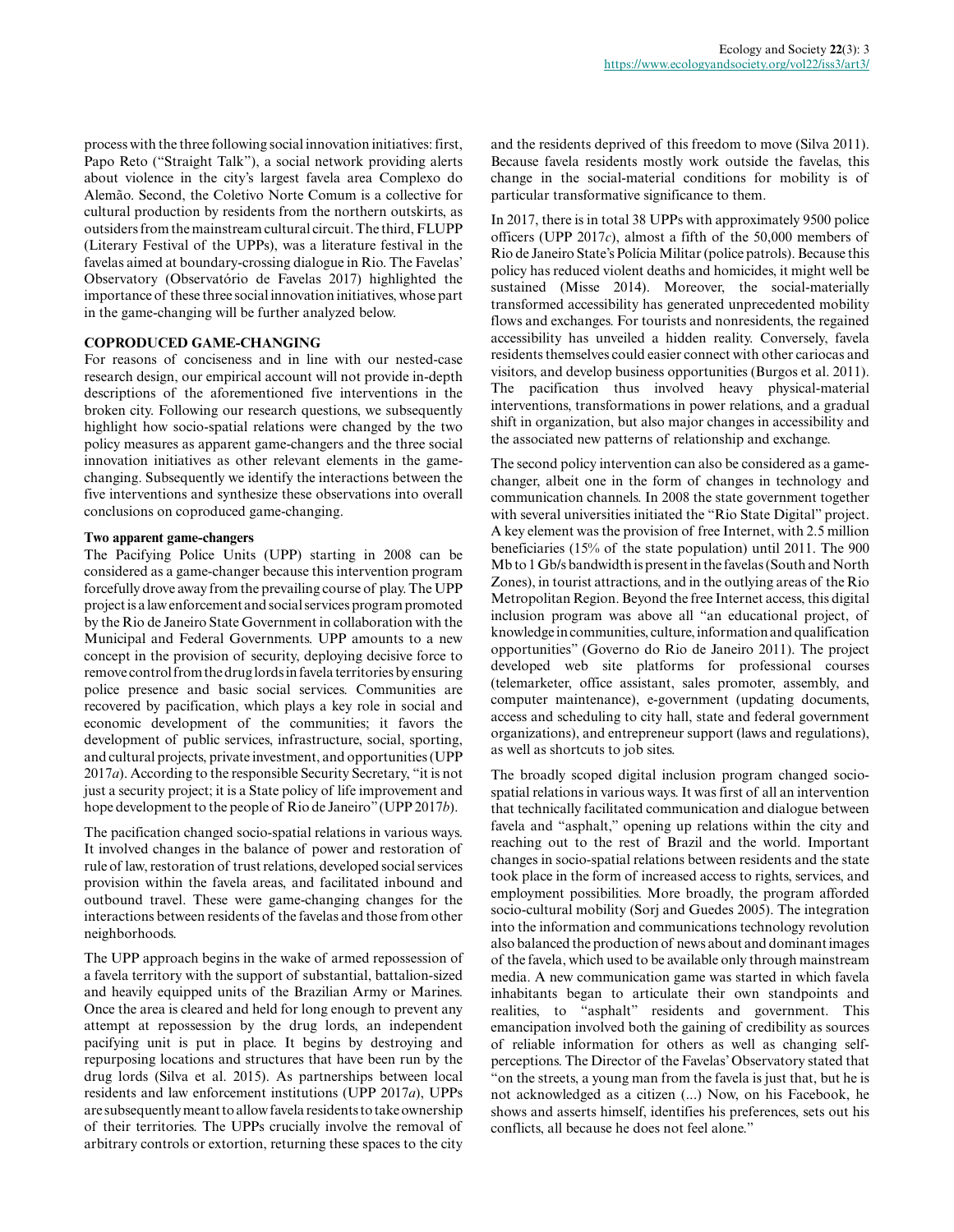process with the three following social innovation initiatives: first, Papo Reto ("Straight Talk"), a social network providing alerts about violence in the city's largest favela area Complexo do Alemão. Second, the Coletivo Norte Comum is a collective for cultural production by residents from the northern outskirts, as outsiders from the mainstream cultural circuit. The third, FLUPP (Literary Festival of the UPPs), was a literature festival in the favelas aimed at boundary-crossing dialogue in Rio. The Favelas' Observatory (Observatório de Favelas 2017) highlighted the importance of these three social innovation initiatives, whose part in the game-changing will be further analyzed below.

## COPRODUCED GAME-CHANGING

For reasons of conciseness and in line with our nested-case research design, our empirical account will not provide in-depth descriptions of the aforementioned five interventions in the broken city. Following our research questions, we subsequently highlight how socio-spatial relations were changed by the two policy measures as apparent game-changers and the three social innovation initiatives as other relevant elements in the game-changing. Subsequently we identify the interactions between the five interventions and synthesize these observations into overall conclusions on coproduced game-changing.

### Two apparent game-changers

The Pacifying Police Units (UPP) starting in 2008 can be considered as a game-changer because this intervention program forcefully drove away from the prevailing course of play. The UPP project is a law enforcement and social services program promoted by the Rio de Janeiro State Government in collaboration with the Municipal and Federal Governments. UPP amounts to a new concept in the provision of security, deploying decisive force to remove control from the drug lords in favela territories by ensuring police presence and basic social services. Communities are recovered by pacification, which plays a key role in social and economic development of the communities; it favors the development of public services, infrastructure, social, sporting, and cultural projects, private investment, and opportunities (UPP 2017*a*). According to the responsible Security Secretary, "it is not just a security project; it is a State policy of life improvement and hope development to the people of Rio de Janeiro" (UPP 2017*b*).

The pacification changed socio-spatial relations in various ways. It involved changes in the balance of power and restoration of rule of law, restoration of trust relations, developed social services provision within the favela areas, and facilitated inbound and outbound travel. These were game-changing changes for the interactions between residents of the favelas and those from other neighborhoods.

The UPP approach begins in the wake of armed repossession of a favela territory with the support of substantial, battalion-sized and heavily equipped units of the Brazilian Army or Marines. Once the area is cleared and held for long enough to prevent any attempt at repossession by the drug lords, an independent pacifying unit is put in place. It begins by destroying and repurposing locations and structures that have been run by the drug lords (Silva et al. 2015). As partnerships between local residents and law enforcement institutions (UPP 2017*a*), UPPs are subsequently meant to allow favela residents to take ownership of their territories. The UPPs crucially involve the removal of arbitrary controls or extortion, returning these spaces to the city and the residents deprived of this freedom to move (Silva 2011). Because favela residents mostly work outside the favelas, this change in the social-material conditions for mobility is of particular transformative significance to them.

In 2017, there is in total 38 UPPs with approximately 9500 police officers (UPP 2017*c*), almost a fifth of the 50,000 members of Rio de Janeiro State's Polícia Militar (police patrols). Because this policy has reduced violent deaths and homicides, it might well be sustained (Misse 2014). Moreover, the social-materially transformed accessibility has generated unprecedented mobility flows and exchanges. For tourists and nonresidents, the regained accessibility has unveiled a hidden reality. Conversely, favela residents themselves could easier connect with other cariocas and visitors, and develop business opportunities (Burgos et al. 2011). The pacification thus involved heavy physical-material interventions, transformations in power relations, and a gradual shift in organization, but also major changes in accessibility and the associated new patterns of relationship and exchange.

The second policy intervention can also be considered as a game-changer, albeit one in the form of changes in technology and communication channels. In 2008 the state government together with several universities initiated the "Rio State Digital" project. A key element was the provision of free Internet, with 2.5 million beneficiaries (15% of the state population) until 2011. The 900 Mb to 1 Gb/s bandwidth is present in the favelas (South and North Zones), in tourist attractions, and in the outlying areas of the Rio Metropolitan Region. Beyond the free Internet access, this digital inclusion program was above all "an educational project, of knowledge in communities, culture, information and qualification opportunities" (Governo do Rio de Janeiro 2011). The project developed web site platforms for professional courses (telemarketer, office assistant, sales promoter, assembly, and computer maintenance), e-government (updating documents, access and scheduling to city hall, state and federal government organizations), and entrepreneur support (laws and regulations), as well as shortcuts to job sites.

The broadly scoped digital inclusion program changed socio-spatial relations in various ways. It was first of all an intervention that technically facilitated communication and dialogue between favela and "asphalt," opening up relations within the city and reaching out to the rest of Brazil and the world. Important changes in socio-spatial relations between residents and the state took place in the form of increased access to rights, services, and employment possibilities. More broadly, the program afforded socio-cultural mobility (Sorj and Guedes 2005). The integration into the information and communications technology revolution also balanced the production of news about and dominant images of the favela, which used to be available only through mainstream media. A new communication game was started in which favela inhabitants began to articulate their own standpoints and realities, to "asphalt" residents and government. This emancipation involved both the gaining of credibility as sources of reliable information for others as well as changing self-perceptions. The Director of the Favelas' Observatory stated that "on the streets, a young man from the favela is just that, but he is not acknowledged as a citizen (...) Now, on his Facebook, he shows and asserts himself, identifies his preferences, sets out his conflicts, all because he does not feel alone."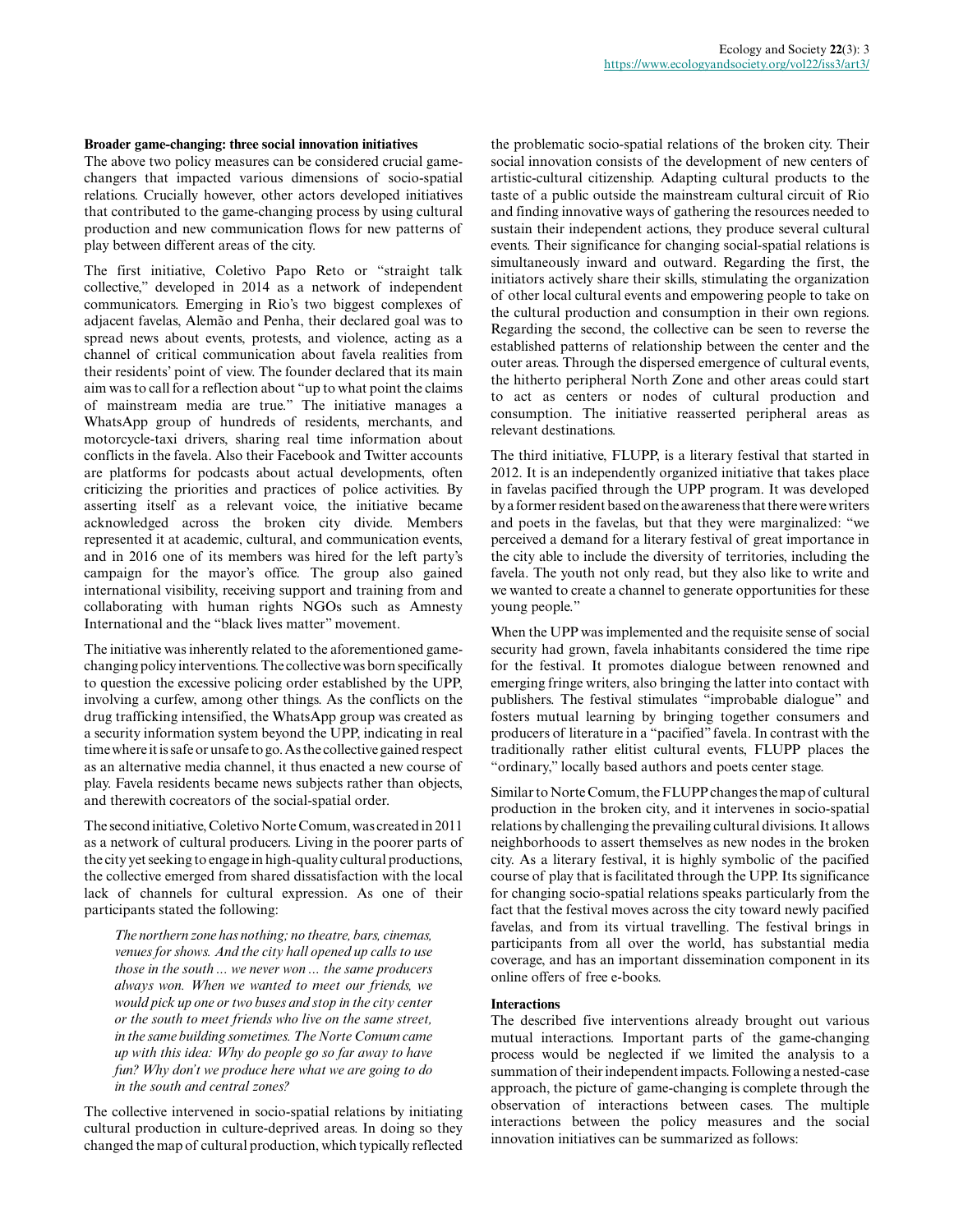**Broader game-changing: three social innovation initiatives**

The above two policy measures can be considered crucial game-changers that impacted various dimensions of socio-spatial relations. Crucially however, other actors developed initiatives that contributed to the game-changing process by using cultural production and new communication flows for new patterns of play between different areas of the city.

The first initiative, Coletivo Papo Reto or "straight talk collective," developed in 2014 as a network of independent communicators. Emerging in Rio's two biggest complexes of adjacent favelas, Alemão and Penha, their declared goal was to spread news about events, protests, and violence, acting as a channel of critical communication about favela realities from their residents' point of view. The founder declared that its main aim was to call for a reflection about "up to what point the claims of mainstream media are true." The initiative manages a WhatsApp group of hundreds of residents, merchants, and motorcycle-taxi drivers, sharing real time information about conflicts in the favela. Also their Facebook and Twitter accounts are platforms for podcasts about actual developments, often criticizing the priorities and practices of police activities. By asserting itself as a relevant voice, the initiative became acknowledged across the broken city divide. Members represented it at academic, cultural, and communication events, and in 2016 one of its members was hired for the left party's campaign for the mayor's office. The group also gained international visibility, receiving support and training from and collaborating with human rights NGOs such as Amnesty International and the "black lives matter" movement.

The initiative was inherently related to the aforementioned game-changing policy interventions. The collective was born specifically to question the excessive policing order established by the UPP, involving a curfew, among other things. As the conflicts on the drug trafficking intensified, the WhatsApp group was created as a security information system beyond the UPP, indicating in real time where it is safe or unsafe to go. As the collective gained respect as an alternative media channel, it thus enacted a new course of play. Favela residents became news subjects rather than objects, and therewith cocreators of the social-spatial order.

The second initiative, Coletivo Norte Comum, was created in 2011 as a network of cultural producers. Living in the poorer parts of the city yet seeking to engage in high-quality cultural productions, the collective emerged from shared dissatisfaction with the local lack of channels for cultural expression. As one of their participants stated the following:

> *The northern zone has nothing; no theatre, bars, cinemas, venues for shows. And the city hall opened up calls to use those in the south ... we never won ... the same producers always won. When we wanted to meet our friends, we would pick up one or two buses and stop in the city center or the south to meet friends who live on the same street, in the same building sometimes. The Norte Comum came up with this idea: Why do people go so far away to have fun? Why don't we produce here what we are going to do in the south and central zones?*

The collective intervened in socio-spatial relations by initiating cultural production in culture-deprived areas. In doing so they changed the map of cultural production, which typically reflected the problematic socio-spatial relations of the broken city. Their social innovation consists of the development of new centers of artistic-cultural citizenship. Adapting cultural products to the taste of a public outside the mainstream cultural circuit of Rio and finding innovative ways of gathering the resources needed to sustain their independent actions, they produce several cultural events. Their significance for changing social-spatial relations is simultaneously inward and outward. Regarding the first, the initiators actively share their skills, stimulating the organization of other local cultural events and empowering people to take on the cultural production and consumption in their own regions. Regarding the second, the collective can be seen to reverse the established patterns of relationship between the center and the outer areas. Through the dispersed emergence of cultural events, the hitherto peripheral North Zone and other areas could start to act as centers or nodes of cultural production and consumption. The initiative reasserted peripheral areas as relevant destinations.

The third initiative, FLUPP, is a literary festival that started in 2012. It is an independently organized initiative that takes place in favelas pacified through the UPP program. It was developed by a former resident based on the awareness that there were writers and poets in the favelas, but that they were marginalized: "we perceived a demand for a literary festival of great importance in the city able to include the diversity of territories, including the favela. The youth not only read, but they also like to write and we wanted to create a channel to generate opportunities for these young people."

When the UPP was implemented and the requisite sense of social security had grown, favela inhabitants considered the time ripe for the festival. It promotes dialogue between renowned and emerging fringe writers, also bringing the latter into contact with publishers. The festival stimulates "improbable dialogue" and fosters mutual learning by bringing together consumers and producers of literature in a "pacified" favela. In contrast with the traditionally rather elitist cultural events, FLUPP places the "ordinary," locally based authors and poets center stage.

Similar to Norte Comum, the FLUPP changes the map of cultural production in the broken city, and it intervenes in socio-spatial relations by challenging the prevailing cultural divisions. It allows neighborhoods to assert themselves as new nodes in the broken city. As a literary festival, it is highly symbolic of the pacified course of play that is facilitated through the UPP. Its significance for changing socio-spatial relations speaks particularly from the fact that the festival moves across the city toward newly pacified favelas, and from its virtual travelling. The festival brings in participants from all over the world, has substantial media coverage, and has an important dissemination component in its online offers of free e-books.

**Interactions**

The described five interventions already brought out various mutual interactions. Important parts of the game-changing process would be neglected if we limited the analysis to a summation of their independent impacts. Following a nested-case approach, the picture of game-changing is complete through the observation of interactions between cases. The multiple interactions between the policy measures and the social innovation initiatives can be summarized as follows: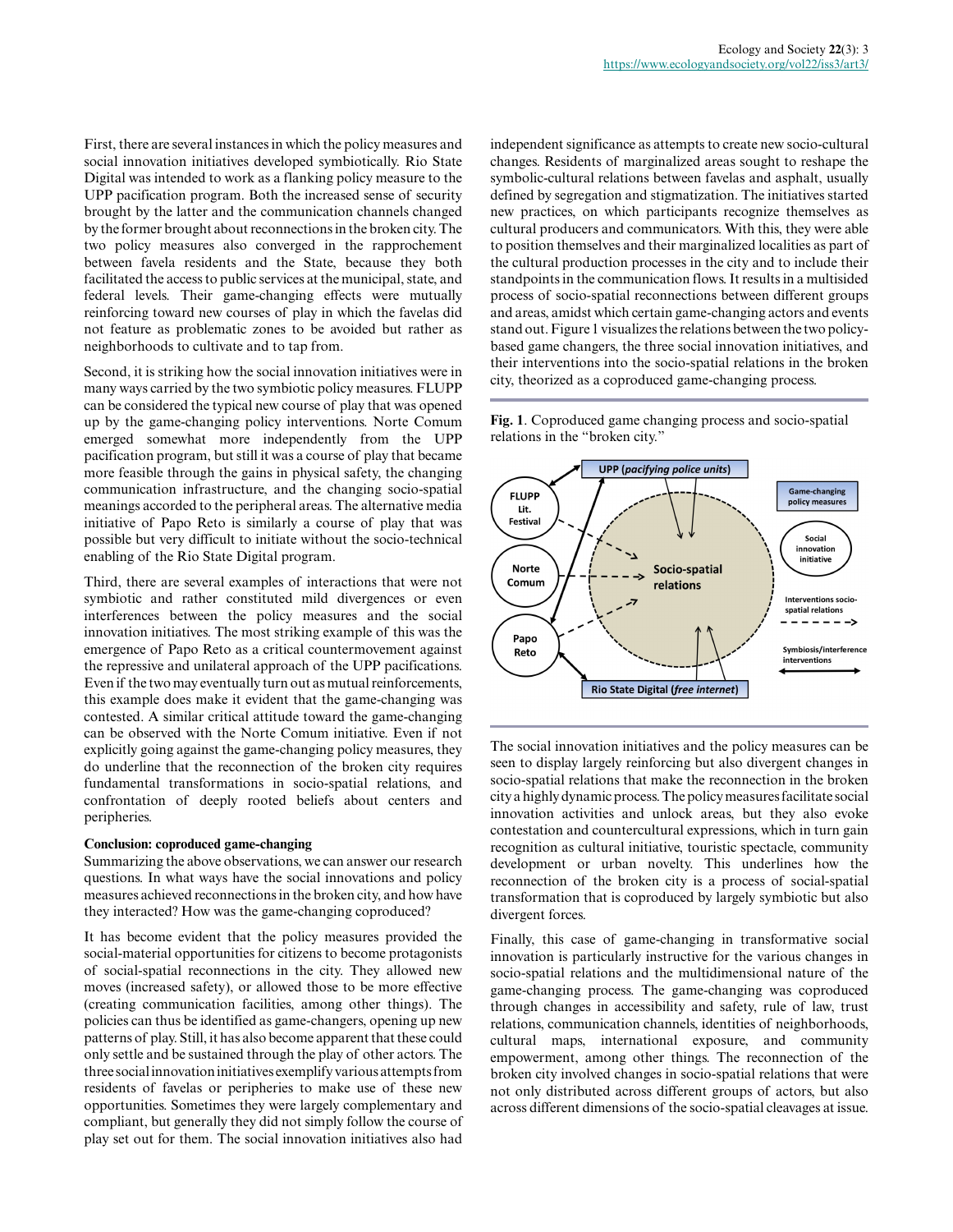First, there are several instances in which the policy measures and social innovation initiatives developed symbiotically. Rio State Digital was intended to work as a flanking policy measure to the UPP pacification program. Both the increased sense of security brought by the latter and the communication channels changed by the former brought about reconnections in the broken city. The two policy measures also converged in the rapprochement between favela residents and the State, because they both facilitated the access to public services at the municipal, state, and federal levels. Their game-changing effects were mutually reinforcing toward new courses of play in which the favelas did not feature as problematic zones to be avoided but rather as neighborhoods to cultivate and to tap from.

Second, it is striking how the social innovation initiatives were in many ways carried by the two symbiotic policy measures. FLUPP can be considered the typical new course of play that was opened up by the game-changing policy interventions. Norte Comum emerged somewhat more independently from the UPP pacification program, but still it was a course of play that became more feasible through the gains in physical safety, the changing communication infrastructure, and the changing socio-spatial meanings accorded to the peripheral areas. The alternative media initiative of Papo Reto is similarly a course of play that was possible but very difficult to initiate without the socio-technical enabling of the Rio State Digital program.

Third, there are several examples of interactions that were not symbiotic and rather constituted mild divergences or even interferences between the policy measures and the social innovation initiatives. The most striking example of this was the emergence of Papo Reto as a critical countermovement against the repressive and unilateral approach of the UPP pacifications. Even if the two may eventually turn out as mutual reinforcements, this example does make it evident that the game-changing was contested. A similar critical attitude toward the game-changing can be observed with the Norte Comum initiative. Even if not explicitly going against the game-changing policy measures, they do underline that the reconnection of the broken city requires fundamental transformations in socio-spatial relations, and confrontation of deeply rooted beliefs about centers and peripheries.

### Conclusion: coproduced game-changing

Summarizing the above observations, we can answer our research questions. In what ways have the social innovations and policy measures achieved reconnections in the broken city, and how have they interacted? How was the game-changing coproduced?

It has become evident that the policy measures provided the social-material opportunities for citizens to become protagonists of social-spatial reconnections in the city. They allowed new moves (increased safety), or allowed those to be more effective (creating communication facilities, among other things). The policies can thus be identified as game-changers, opening up new patterns of play. Still, it has also become apparent that these could only settle and be sustained through the play of other actors. The three social innovation initiatives exemplify various attempts from residents of favelas or peripheries to make use of these new opportunities. Sometimes they were largely complementary and compliant, but generally they did not simply follow the course of play set out for them. The social innovation initiatives also had independent significance as attempts to create new socio-cultural changes. Residents of marginalized areas sought to reshape the symbolic-cultural relations between favelas and asphalt, usually defined by segregation and stigmatization. The initiatives started new practices, on which participants recognize themselves as cultural producers and communicators. With this, they were able to position themselves and their marginalized localities as part of the cultural production processes in the city and to include their standpoints in the communication flows. It results in a multisided process of socio-spatial reconnections between different groups and areas, amidst which certain game-changing actors and events stand out. Figure 1 visualizes the relations between the two policy-based game changers, the three social innovation initiatives, and their interventions into the socio-spatial relations in the broken city, theorized as a coproduced game-changing process.

**Fig. 1**. Coproduced game changing process and socio-spatial relations in the "broken city."

UPP (*pacifying police units*)
FLUPP Lit. Festival
Norte Comum
Papo Reto
Socio-spatial relations
Rio State Digital (*free internet*)
Game-changing policy measures
Social innovation initiative
Interventions socio-spatial relations
Symbiosis/interference interventions

The social innovation initiatives and the policy measures can be seen to display largely reinforcing but also divergent changes in socio-spatial relations that make the reconnection in the broken city a highly dynamic process. The policy measures facilitate social innovation activities and unlock areas, but they also evoke contestation and countercultural expressions, which in turn gain recognition as cultural initiative, touristic spectacle, community development or urban novelty. This underlines how the reconnection of the broken city is a process of social-spatial transformation that is coproduced by largely symbiotic but also divergent forces.

Finally, this case of game-changing in transformative social innovation is particularly instructive for the various changes in socio-spatial relations and the multidimensional nature of the game-changing process. The game-changing was coproduced through changes in accessibility and safety, rule of law, trust relations, communication channels, identities of neighborhoods, cultural maps, international exposure, and community empowerment, among other things. The reconnection of the broken city involved changes in socio-spatial relations that were not only distributed across different groups of actors, but also across different dimensions of the socio-spatial cleavages at issue.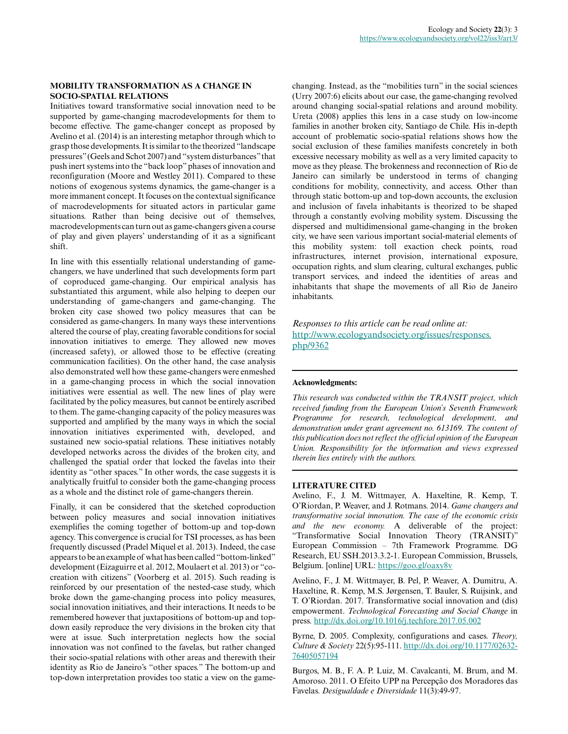## MOBILITY TRANSFORMATION AS A CHANGE IN SOCIO-SPATIAL RELATIONS

Initiatives toward transformative social innovation need to be supported by game-changing macrodevelopments for them to become effective. The game-changer concept as proposed by Avelino et al. (2014) is an interesting metaphor through which to grasp those developments. It is similar to the theorized "landscape pressures" (Geels and Schot 2007) and "system disturbances" that push inert systems into the "back loop" phases of innovation and reconfiguration (Moore and Westley 2011). Compared to these notions of exogenous systems dynamics, the game-changer is a more immanent concept. It focuses on the contextual significance of macrodevelopments for situated actors in particular game situations. Rather than being decisive out of themselves, macrodevelopments can turn out as game-changers given a course of play and given players' understanding of it as a significant shift.

In line with this essentially relational understanding of game-changers, we have underlined that such developments form part of coproduced game-changing. Our empirical analysis has substantiated this argument, while also helping to deepen our understanding of game-changers and game-changing. The broken city case showed two policy measures that can be considered as game-changers. In many ways these interventions altered the course of play, creating favorable conditions for social innovation initiatives to emerge. They allowed new moves (increased safety), or allowed those to be effective (creating communication facilities). On the other hand, the case analysis also demonstrated well how these game-changers were enmeshed in a game-changing process in which the social innovation initiatives were essential as well. The new lines of play were facilitated by the policy measures, but cannot be entirely ascribed to them. The game-changing capacity of the policy measures was supported and amplified by the many ways in which the social innovation initiatives experimented with, developed, and sustained new socio-spatial relations. These initiatives notably developed networks across the divides of the broken city, and challenged the spatial order that locked the favelas into their identity as "other spaces." In other words, the case suggests it is analytically fruitful to consider both the game-changing process as a whole and the distinct role of game-changers therein.

Finally, it can be considered that the sketched coproduction between policy measures and social innovation initiatives exemplifies the coming together of bottom-up and top-down agency. This convergence is crucial for TSI processes, as has been frequently discussed (Pradel Miquel et al. 2013). Indeed, the case appears to be an example of what has been called "bottom-linked" development (Eizaguirre et al. 2012, Moulaert et al. 2013) or "co-creation with citizens" (Voorberg et al. 2015). Such reading is reinforced by our presentation of the nested-case study, which broke down the game-changing process into policy measures, social innovation initiatives, and their interactions. It needs to be remembered however that juxtapositions of bottom-up and top-down easily reproduce the very divisions in the broken city that were at issue. Such interpretation neglects how the social innovation was not confined to the favelas, but rather changed their socio-spatial relations with other areas and therewith their identity as Rio de Janeiro's "other spaces." The bottom-up and top-down interpretation provides too static a view on the game-changing. Instead, as the "mobilities turn" in the social sciences (Urry 2007:6) elicits about our case, the game-changing revolved around changing social-spatial relations and around mobility. Ureta (2008) applies this lens in a case study on low-income families in another broken city, Santiago de Chile. His in-depth account of problematic socio-spatial relations shows how the social exclusion of these families manifests concretely in both excessive necessary mobility as well as a very limited capacity to move as they please. The brokenness and reconnection of Rio de Janeiro can similarly be understood in terms of changing conditions for mobility, connectivity, and access. Other than through static bottom-up and top-down accounts, the exclusion and inclusion of favela inhabitants is theorized to be shaped through a constantly evolving mobility system. Discussing the dispersed and multidimensional game-changing in the broken city, we have seen various important social-material elements of this mobility system: toll exaction check points, road infrastructures, internet provision, international exposure, occupation rights, and slum clearing, cultural exchanges, public transport services, and indeed the identities of areas and inhabitants that shape the movements of all Rio de Janeiro inhabitants.

*Responses to this article can be read online at:* [http://www.ecologyandsociety.org/issues/responses.php/9362](http://www.ecologyandsociety.org/issues/responses.php/9362)

---

**Acknowledgments:**

*This research was conducted within the TRANSIT project, which received funding from the European Union's Seventh Framework Programme for research, technological development, and demonstration under grant agreement no. 613169. The content of this publication does not reflect the official opinion of the European Union. Responsibility for the information and views expressed therein lies entirely with the authors.*

---

**LITERATURE CITED**

Avelino, F., J. M. Wittmayer, A. Haxeltine, R. Kemp, T. O'Riordan, P. Weaver, and J. Rotmans. 2014. *Game changers and transformative social innovation. The case of the economic crisis and the new economy.* A deliverable of the project: "Transformative Social Innovation Theory (TRANSIT)" European Commission – 7th Framework Programme. DG Research, EU SSH.2013.3.2-1. European Commission, Brussels, Belgium. [online] URL: [https://goo.gl/oaxy8v](https://goo.gl/oaxy8v)

Avelino, F., J. M. Wittmayer, B. Pel, P. Weaver, A. Dumitru, A. Haxeltine, R. Kemp, M.S. Jørgensen, T. Bauler, S. Ruijsink, and T. O'Riordan. 2017. Transformative social innovation and (dis) empowerment. *Technological Forecasting and Social Change* in press. [http://dx.doi.org/10.1016/j.techfore.2017.05.002](http://dx.doi.org/10.1016/j.techfore.2017.05.002)

Byrne, D. 2005. Complexity, configurations and cases. *Theory, Culture & Society* 22(5):95-111. [http://dx.doi.org/10.1177/0263276405057194](http://dx.doi.org/10.1177/0263276405057194)

Burgos, M. B., F. A. P. Luiz, M. Cavalcanti, M. Brum, and M. Amoroso. 2011. O Efeito UPP na Percepção dos Moradores das Favelas. *Desigualdade e Diversidade* 11(3):49-97.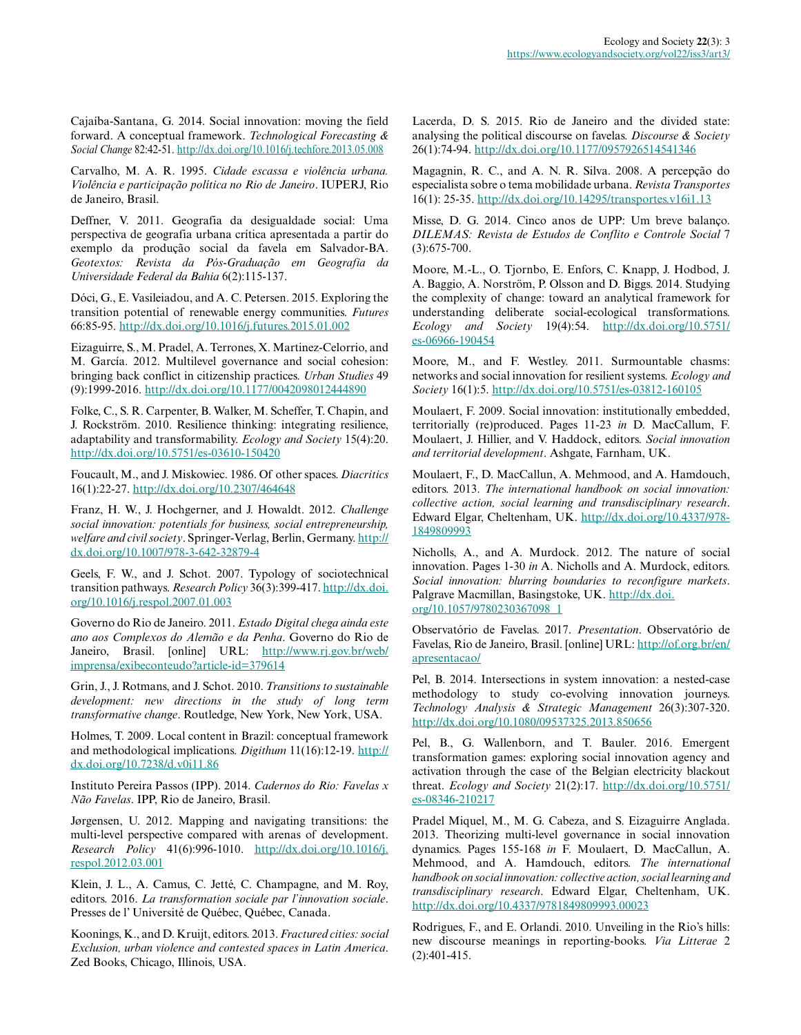Cajaíba-Santana, G. 2014. Social innovation: moving the field forward. A conceptual framework. *Technological Forecasting & Social Change* 82:42-51. http://dx.doi.org/10.1016/j.techfore.2013.05.008

Carvalho, M. A. R. 1995. *Cidade escassa e violência urbana. Violência e participação política no Rio de Janeiro*. IUPERJ, Rio de Janeiro, Brasil.

Deffner, V. 2011. Geografia da desigualdade social: Uma perspectiva de geografia urbana crítica apresentada a partir do exemplo da produção social da favela em Salvador-BA. *Geotextos: Revista da Pós-Graduação em Geografia da Universidade Federal da Bahia* 6(2):115-137.

Dóci, G., E. Vasileiadou, and A. C. Petersen. 2015. Exploring the transition potential of renewable energy communities. *Futures* 66:85-95. http://dx.doi.org/10.1016/j.futures.2015.01.002

Eizaguirre, S., M. Pradel, A. Terrones, X. Martinez-Celorrio, and M. García. 2012. Multilevel governance and social cohesion: bringing back conflict in citizenship practices. *Urban Studies* 49 (9):1999-2016. http://dx.doi.org/10.1177/0042098012444890

Folke, C., S. R. Carpenter, B. Walker, M. Scheffer, T. Chapin, and J. Rockström. 2010. Resilience thinking: integrating resilience, adaptability and transformability. *Ecology and Society* 15(4):20. http://dx.doi.org/10.5751/es-03610-150420

Foucault, M., and J. Miskowiec. 1986. Of other spaces. *Diacritics* 16(1):22-27. http://dx.doi.org/10.2307/464648

Franz, H. W., J. Hochgerner, and J. Howaldt. 2012. *Challenge social innovation: potentials for business, social entrepreneurship, welfare and civil society*. Springer-Verlag, Berlin, Germany. http://dx.doi.org/10.1007/978-3-642-32879-4

Geels, F. W., and J. Schot. 2007. Typology of sociotechnical transition pathways. *Research Policy* 36(3):399-417. http://dx.doi.org/10.1016/j.respol.2007.01.003

Governo do Rio de Janeiro. 2011. *Estado Digital chega ainda este ano aos Complexos do Alemão e da Penha*. Governo do Rio de Janeiro, Brasil. [online] URL: http://www.rj.gov.br/web/imprensa/exibeconteudo?article-id=379614

Grin, J., J. Rotmans, and J. Schot. 2010. *Transitions to sustainable development: new directions in the study of long term transformative change*. Routledge, New York, New York, USA.

Holmes, T. 2009. Local content in Brazil: conceptual framework and methodological implications. *Digithum* 11(16):12-19. http://dx.doi.org/10.7238/d.v0i11.86

Instituto Pereira Passos (IPP). 2014. *Cadernos do Rio: Favelas x Não Favelas*. IPP, Rio de Janeiro, Brasil.

Jørgensen, U. 2012. Mapping and navigating transitions: the multi-level perspective compared with arenas of development. *Research Policy* 41(6):996-1010. http://dx.doi.org/10.1016/j.respol.2012.03.001

Klein, J. L., A. Camus, C. Jetté, C. Champagne, and M. Roy, editors. 2016. *La transformation sociale par l'innovation sociale*. Presses de l' Université de Québec, Québec, Canada.

Koonings, K., and D. Kruijt, editors. 2013. *Fractured cities: social Exclusion, urban violence and contested spaces in Latin America*. Zed Books, Chicago, Illinois, USA.

Lacerda, D. S. 2015. Rio de Janeiro and the divided state: analysing the political discourse on favelas. *Discourse & Society* 26(1):74-94. http://dx.doi.org/10.1177/0957926514541346

Magagnin, R. C., and A. N. R. Silva. 2008. A percepção do especialista sobre o tema mobilidade urbana. *Revista Transportes* 16(1): 25-35. http://dx.doi.org/10.14295/transportes.v16i1.13

Misse, D. G. 2014. Cinco anos de UPP: Um breve balanço. *DILEMAS: Revista de Estudos de Conflito e Controle Social* 7 (3):675-700.

Moore, M.-L., O. Tjornbo, E. Enfors, C. Knapp, J. Hodbod, J. A. Baggio, A. Norström, P. Olsson and D. Biggs. 2014. Studying the complexity of change: toward an analytical framework for understanding deliberate social-ecological transformations. *Ecology and Society* 19(4):54. http://dx.doi.org/10.5751/es-06966-190454

Moore, M., and F. Westley. 2011. Surmountable chasms: networks and social innovation for resilient systems. *Ecology and Society* 16(1):5. http://dx.doi.org/10.5751/es-03812-160105

Moulaert, F. 2009. Social innovation: institutionally embedded, territorially (re)produced. Pages 11-23 *in* D. MacCallum, F. Moulaert, J. Hillier, and V. Haddock, editors. *Social innovation and territorial development*. Ashgate, Farnham, UK.

Moulaert, F., D. MacCallun, A. Mehmood, and A. Hamdouch, editors. 2013. *The international handbook on social innovation: collective action, social learning and transdisciplinary research*. Edward Elgar, Cheltenham, UK. http://dx.doi.org/10.4337/978-1849809993

Nicholls, A., and A. Murdock. 2012. The nature of social innovation. Pages 1-30 *in* A. Nicholls and A. Murdock, editors. *Social innovation: blurring boundaries to reconfigure markets*. Palgrave Macmillan, Basingstoke, UK. http://dx.doi.org/10.1057/9780230367098_1

Observatório de Favelas. 2017. *Presentation*. Observatório de Favelas, Rio de Janeiro, Brasil. [online] URL: http://of.org.br/en/apresentacao/

Pel, B. 2014. Intersections in system innovation: a nested-case methodology to study co-evolving innovation journeys. *Technology Analysis & Strategic Management* 26(3):307-320. http://dx.doi.org/10.1080/09537325.2013.850656

Pel, B., G. Wallenborn, and T. Bauler. 2016. Emergent transformation games: exploring social innovation agency and activation through the case of the Belgian electricity blackout threat. *Ecology and Society* 21(2):17. http://dx.doi.org/10.5751/es-08346-210217

Pradel Miquel, M., M. G. Cabeza, and S. Eizaguirre Anglada. 2013. Theorizing multi-level governance in social innovation dynamics. Pages 155-168 *in* F. Moulaert, D. MacCallun, A. Mehmood, and A. Hamdouch, editors. *The international handbook on social innovation: collective action, social learning and transdisciplinary research*. Edward Elgar, Cheltenham, UK. http://dx.doi.org/10.4337/9781849809993.00023

Rodrigues, F., and E. Orlandi. 2010. Unveiling in the Rio's hills: new discourse meanings in reporting-books. *Via Litterae* 2 (2):401-415.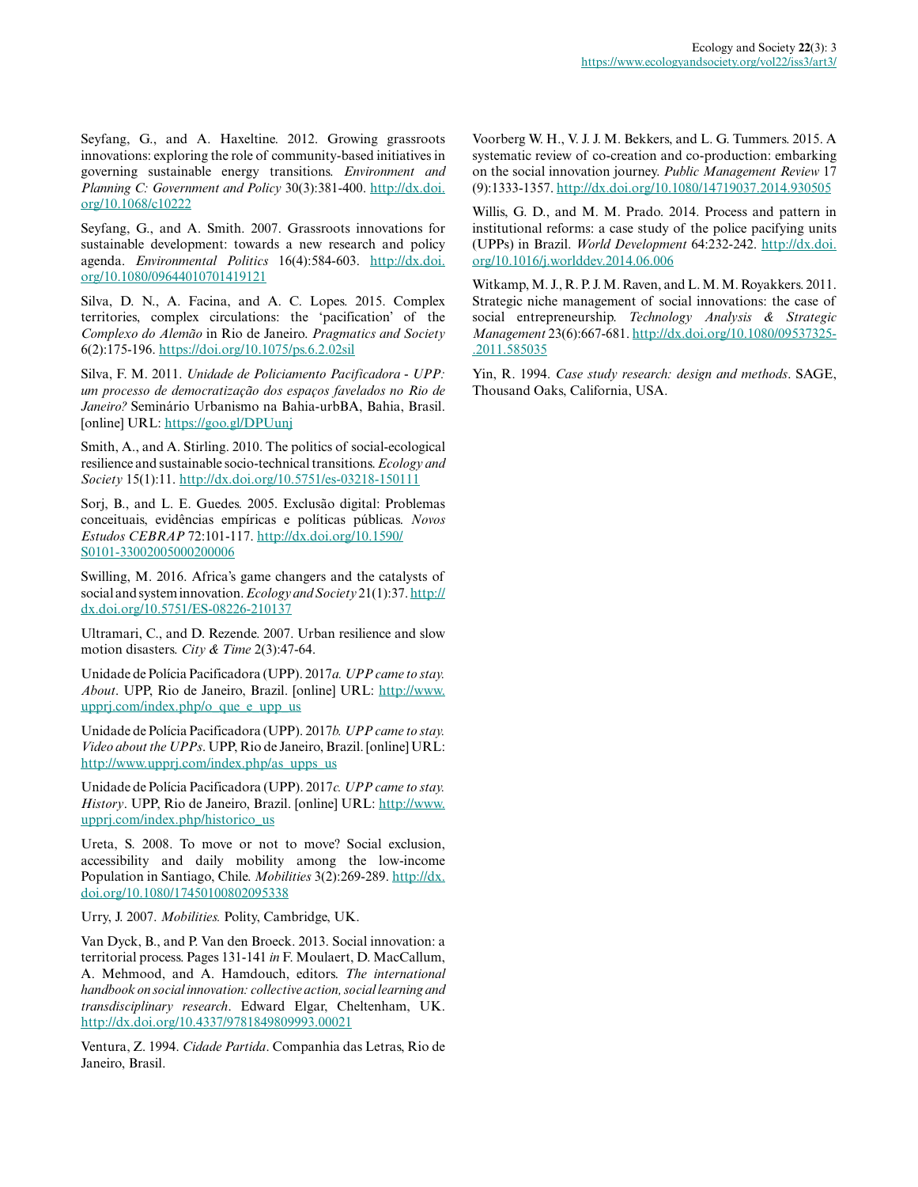Seyfang, G., and A. Haxeltine. 2012. Growing grassroots innovations: exploring the role of community-based initiatives in governing sustainable energy transitions. *Environment and Planning C: Government and Policy* 30(3):381-400. http://dx.doi.org/10.1068/c10222

Seyfang, G., and A. Smith. 2007. Grassroots innovations for sustainable development: towards a new research and policy agenda. *Environmental Politics* 16(4):584-603. http://dx.doi.org/10.1080/09644010701419121

Silva, D. N., A. Facina, and A. C. Lopes. 2015. Complex territories, complex circulations: the 'pacification' of the *Complexo do Alemão* in Rio de Janeiro. *Pragmatics and Society* 6(2):175-196. https://doi.org/10.1075/ps.6.2.02sil

Silva, F. M. 2011. *Unidade de Policiamento Pacificadora - UPP: um processo de democratização dos espaços favelados no Rio de Janeiro?* Seminário Urbanismo na Bahia-urbBA, Bahia, Brasil. [online] URL: https://goo.gl/DPUunj

Smith, A., and A. Stirling. 2010. The politics of social-ecological resilience and sustainable socio-technical transitions. *Ecology and Society* 15(1):11. http://dx.doi.org/10.5751/es-03218-150111

Sorj, B., and L. E. Guedes. 2005. Exclusão digital: Problemas conceituais, evidências empíricas e políticas públicas. *Novos Estudos CEBRAP* 72:101-117. http://dx.doi.org/10.1590/S0101-33002005000200006

Swilling, M. 2016. Africa's game changers and the catalysts of social and system innovation. *Ecology and Society* 21(1):37. http://dx.doi.org/10.5751/ES-08226-210137

Ultramari, C., and D. Rezende. 2007. Urban resilience and slow motion disasters. *City & Time* 2(3):47-64.

Unidade de Polícia Pacificadora (UPP). 2017*a*. *UPP came to stay. About*. UPP, Rio de Janeiro, Brazil. [online] URL: http://www.upprj.com/index.php/o_que_e_upp_us

Unidade de Polícia Pacificadora (UPP). 2017*b*. *UPP came to stay. Video about the UPPs*. UPP, Rio de Janeiro, Brazil. [online] URL: http://www.upprj.com/index.php/as_upps_us

Unidade de Polícia Pacificadora (UPP). 2017*c*. *UPP came to stay. History*. UPP, Rio de Janeiro, Brazil. [online] URL: http://www.upprj.com/index.php/historico_us

Ureta, S. 2008. To move or not to move? Social exclusion, accessibility and daily mobility among the low-income Population in Santiago, Chile. *Mobilities* 3(2):269-289. http://dx.doi.org/10.1080/17450100802095338

Urry, J. 2007. *Mobilities.* Polity, Cambridge, UK.

Van Dyck, B., and P. Van den Broeck. 2013. Social innovation: a territorial process. Pages 131-141 *in* F. Moulaert, D. MacCallum, A. Mehmood, and A. Hamdouch, editors. *The international handbook on social innovation: collective action, social learning and transdisciplinary research*. Edward Elgar, Cheltenham, UK. http://dx.doi.org/10.4337/9781849809993.00021

Ventura, Z. 1994. *Cidade Partida*. Companhia das Letras, Rio de Janeiro, Brasil.

Voorberg W. H., V. J. J. M. Bekkers, and L. G. Tummers. 2015. A systematic review of co-creation and co-production: embarking on the social innovation journey. *Public Management Review* 17 (9):1333-1357. http://dx.doi.org/10.1080/14719037.2014.930505

Willis, G. D., and M. M. Prado. 2014. Process and pattern in institutional reforms: a case study of the police pacifying units (UPPs) in Brazil. *World Development* 64:232-242. http://dx.doi.org/10.1016/j.worlddev.2014.06.006

Witkamp, M. J., R. P. J. M. Raven, and L. M. M. Royakkers. 2011. Strategic niche management of social innovations: the case of social entrepreneurship. *Technology Analysis & Strategic Management* 23(6):667-681. http://dx.doi.org/10.1080/09537325-.2011.585035

Yin, R. 1994. *Case study research: design and methods*. SAGE, Thousand Oaks, California, USA.